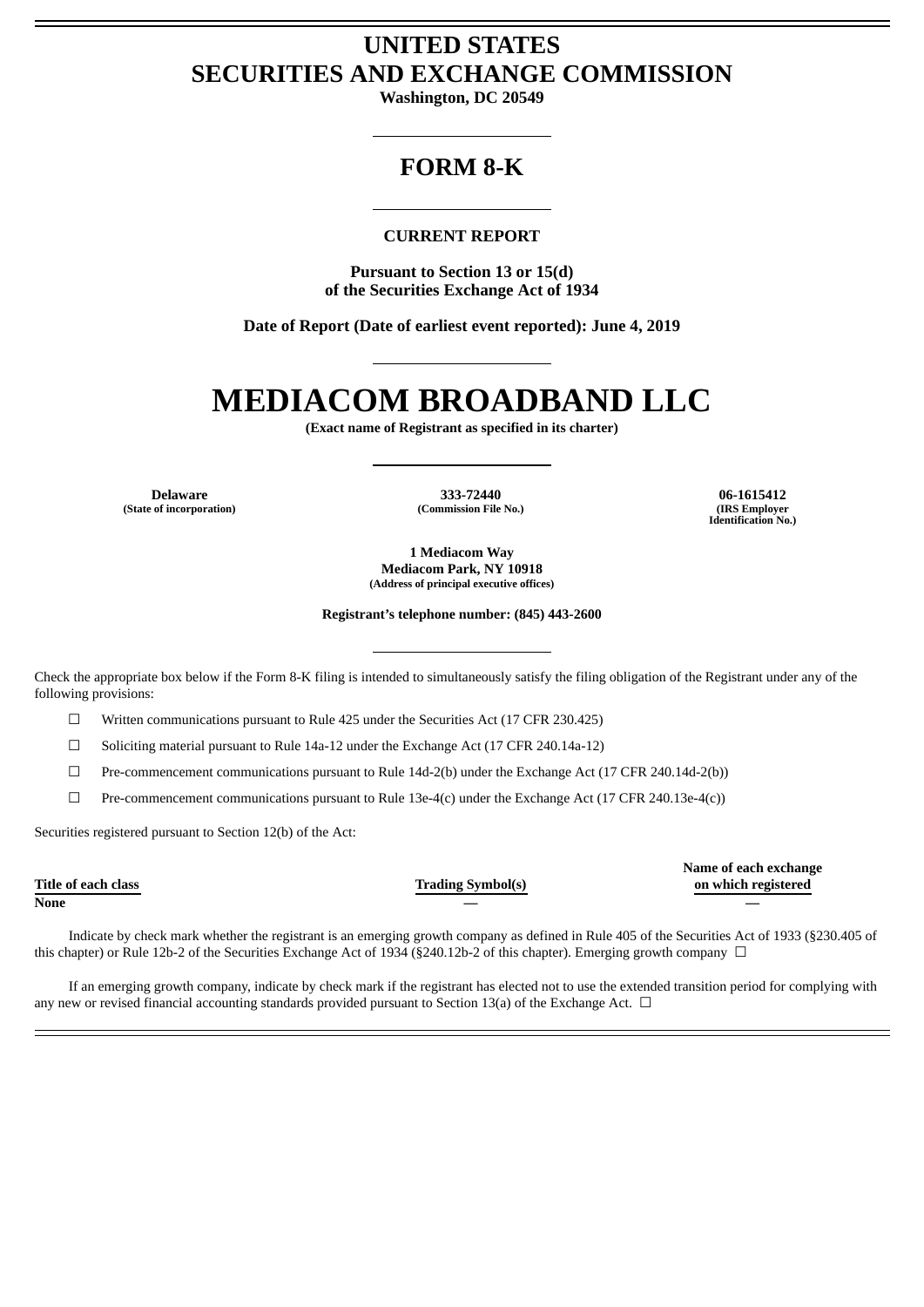# UNITED STATES
# SECURITIES AND EXCHANGE COMMISSION

**Washington, DC 20549**

## FORM 8-K

### CURRENT REPORT

**Pursuant to Section 13 or 15(d)**
**of the Securities Exchange Act of 1934**

**Date of Report (Date of earliest event reported): June 4, 2019**

# MEDIACOM BROADBAND LLC

**(Exact name of Registrant as specified in its charter)**

| Delaware | 333-72440 | 06-1615412 |
|---|---|---|
| (State of incorporation) | (Commission File No.) | (IRS Employer Identification No.) |

**1 Mediacom Way**
**Mediacom Park, NY 10918**
**(Address of principal executive offices)**

**Registrant's telephone number: (845) 443-2600**

Check the appropriate box below if the Form 8-K filing is intended to simultaneously satisfy the filing obligation of the Registrant under any of the following provisions:

☐ Written communications pursuant to Rule 425 under the Securities Act (17 CFR 230.425)

☐ Soliciting material pursuant to Rule 14a-12 under the Exchange Act (17 CFR 240.14a-12)

☐ Pre-commencement communications pursuant to Rule 14d-2(b) under the Exchange Act (17 CFR 240.14d-2(b))

☐ Pre-commencement communications pursuant to Rule 13e-4(c) under the Exchange Act (17 CFR 240.13e-4(c))

Securities registered pursuant to Section 12(b) of the Act:

| Title of each class | Trading Symbol(s) | Name of each exchange on which registered |
|---|---|---|
| None | — | — |

Indicate by check mark whether the registrant is an emerging growth company as defined in Rule 405 of the Securities Act of 1933 (§230.405 of this chapter) or Rule 12b-2 of the Securities Exchange Act of 1934 (§240.12b-2 of this chapter). Emerging growth company ☐

If an emerging growth company, indicate by check mark if the registrant has elected not to use the extended transition period for complying with any new or revised financial accounting standards provided pursuant to Section 13(a) of the Exchange Act. ☐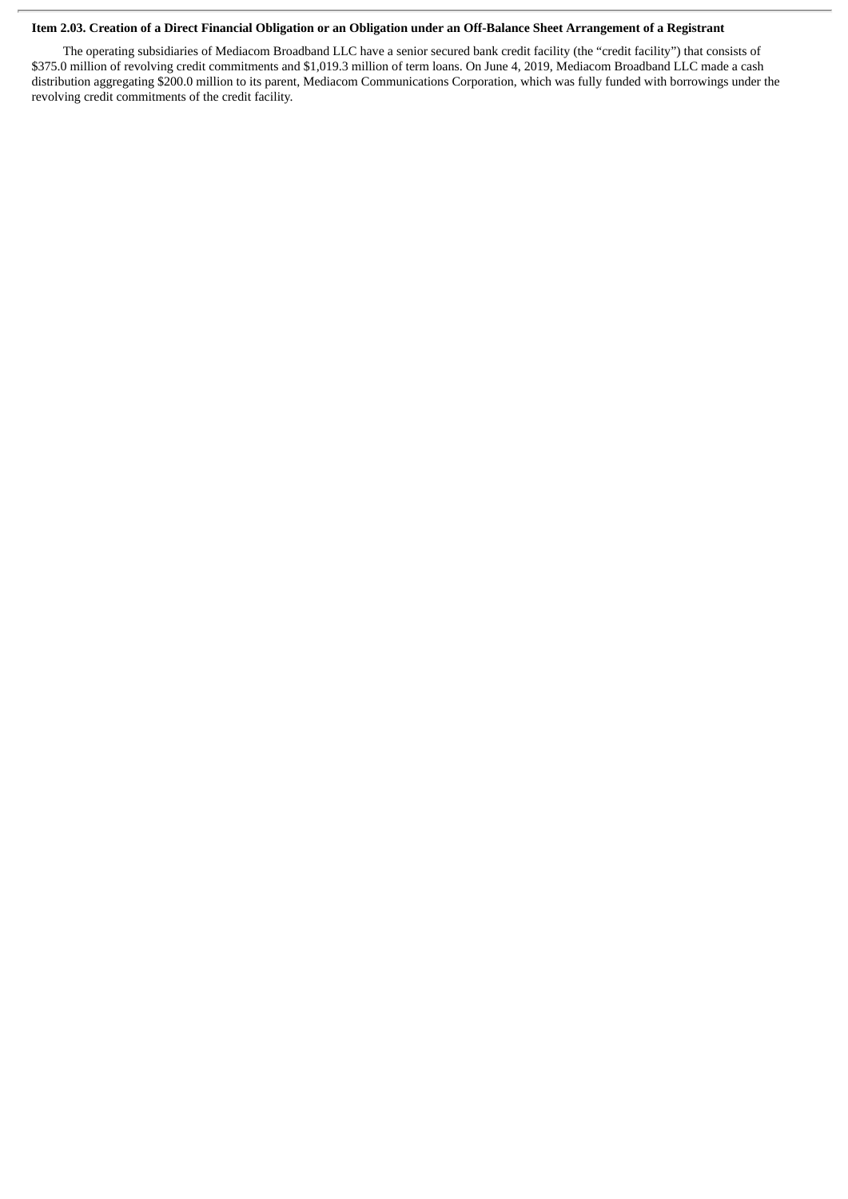**Item 2.03. Creation of a Direct Financial Obligation or an Obligation under an Off-Balance Sheet Arrangement of a Registrant**

The operating subsidiaries of Mediacom Broadband LLC have a senior secured bank credit facility (the "credit facility") that consists of $375.0 million of revolving credit commitments and $1,019.3 million of term loans. On June 4, 2019, Mediacom Broadband LLC made a cash distribution aggregating $200.0 million to its parent, Mediacom Communications Corporation, which was fully funded with borrowings under the revolving credit commitments of the credit facility.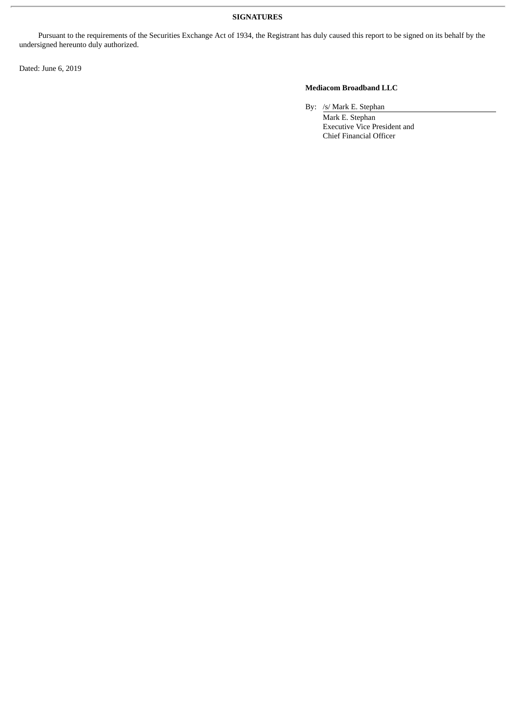## SIGNATURES

Pursuant to the requirements of the Securities Exchange Act of 1934, the Registrant has duly caused this report to be signed on its behalf by the undersigned hereunto duly authorized.

Dated: June 6, 2019

**Mediacom Broadband LLC**

By: /s/ Mark E. Stephan

Mark E. Stephan
Executive Vice President and
Chief Financial Officer